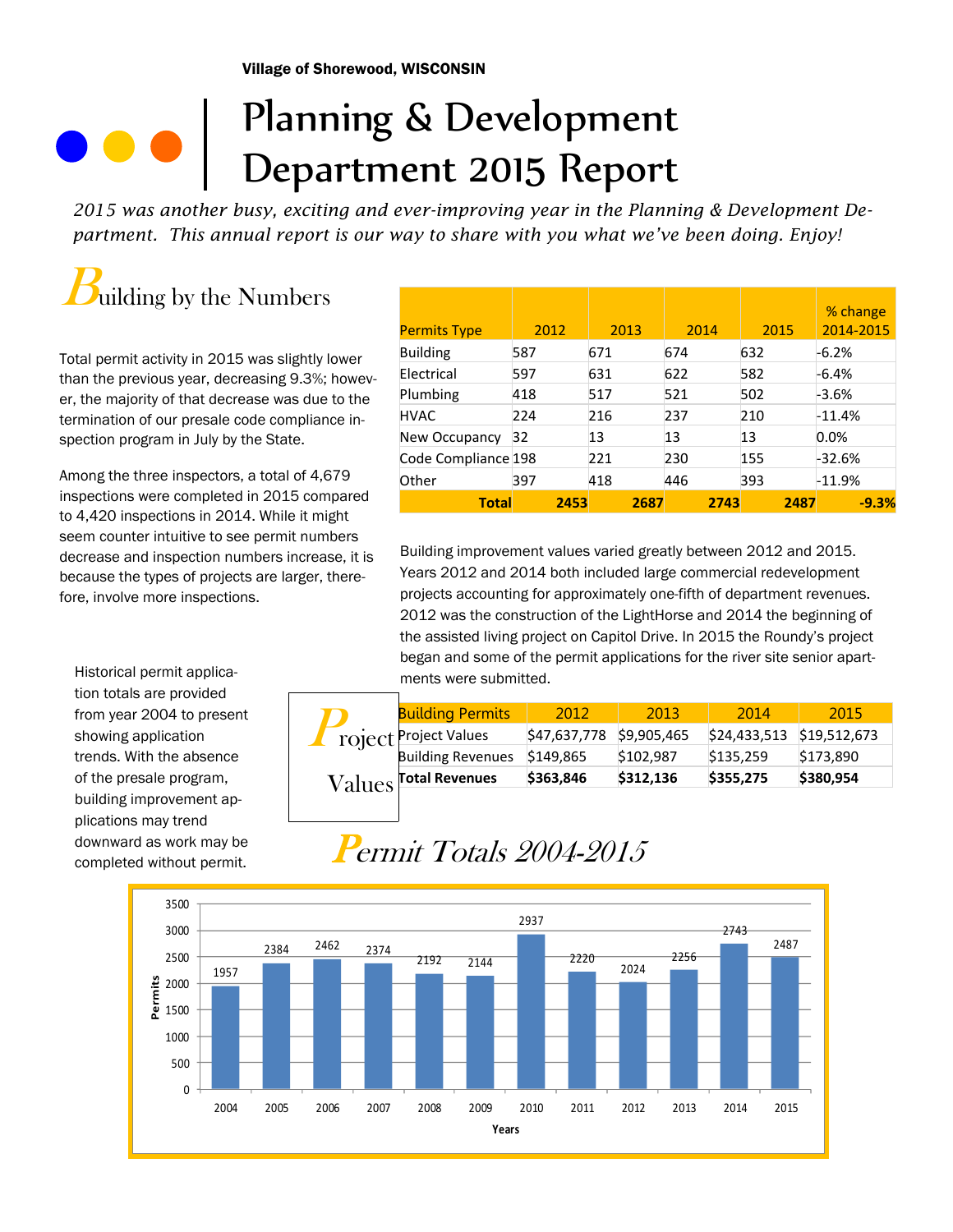Village of Shorewood, WISCONSIN

# Planning & Development Department 2015 Report

*2015 was another busy, exciting and ever-improving year in the Planning & Development Department. This annual report is our way to share with you what we've been doing. Enjoy!*

## Building by the Numbers

Total permit activity in 2015 was slightly lower than the previous year, decreasing 9.3%; however, the majority of that decrease was due to the termination of our presale code compliance inspection program in July by the State.

Among the three inspectors, a total of 4,679 inspections were completed in 2015 compared to 4,420 inspections in 2014. While it might seem counter intuitive to see permit numbers decrease and inspection numbers increase, it is because the types of projects are larger, therefore, involve more inspections.

| Permits Type | 2012 | 2013 | 2014 | 2015 | % change 2014-2015 |
|---|---|---|---|---|---|
| Building | 587 | 671 | 674 | 632 | -6.2% |
| Electrical | 597 | 631 | 622 | 582 | -6.4% |
| Plumbing | 418 | 517 | 521 | 502 | -3.6% |
| HVAC | 224 | 216 | 237 | 210 | -11.4% |
| New Occupancy | 32 | 13 | 13 | 13 | 0.0% |
| Code Compliance | 198 | 221 | 230 | 155 | -32.6% |
| Other | 397 | 418 | 446 | 393 | -11.9% |
| **Total** | **2453** | **2687** | **2743** | **2487** | **-9.3%** |

Building improvement values varied greatly between 2012 and 2015. Years 2012 and 2014 both included large commercial redevelopment projects accounting for approximately one-fifth of department revenues. 2012 was the construction of the LightHorse and 2014 the beginning of the assisted living project on Capitol Drive. In 2015 the Roundy's project began and some of the permit applications for the river site senior apartments were submitted.

Historical permit application totals are provided from year 2004 to present showing application trends. With the absence of the presale program, building improvement applications may trend downward as work may be completed without permit.

## Project Values

| Building Permits | 2012 | 2013 | 2014 | 2015 |
|---|---|---|---|---|
| Project Values | $47,637,778 | $9,905,465 | $24,433,513 | $19,512,673 |
| Building Revenues | $149,865 | $102,987 | $135,259 | $173,890 |
| **Total Revenues** | **$363,846** | **$312,136** | **$355,275** | **$380,954** |

## Permit Totals 2004-2015

| Years | Permits |
|---|---|
| 2004 | 1957 |
| 2005 | 2384 |
| 2006 | 2462 |
| 2007 | 2374 |
| 2008 | 2192 |
| 2009 | 2144 |
| 2010 | 2937 |
| 2011 | 2220 |
| 2012 | 2024 |
| 2013 | 2256 |
| 2014 | 2743 |
| 2015 | 2487 |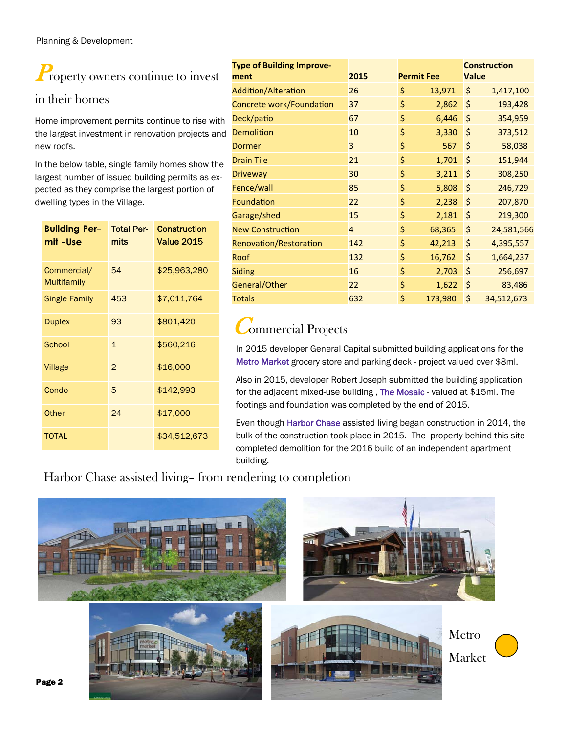## Property owners continue to invest in their homes

Home improvement permits continue to rise with the largest investment in renovation projects and new roofs.

In the below table, single family homes show the largest number of issued building permits as expected as they comprise the largest portion of dwelling types in the Village.

| Building Permit -Use | Total Permits | Construction Value 2015 |
|---|---|---|
| Commercial/ Multifamily | 54 | $25,963,280 |
| Single Family | 453 | $7,011,764 |
| Duplex | 93 | $801,420 |
| School | 1 | $560,216 |
| Village | 2 | $16,000 |
| Condo | 5 | $142,993 |
| Other | 24 | $17,000 |
| TOTAL | | $34,512,673 |

| Type of Building Improvement | 2015 | Permit Fee | Construction Value |
|---|---|---|---|
| Addition/Alteration | 26 | $ 13,971 | $ 1,417,100 |
| Concrete work/Foundation | 37 | $ 2,862 | $ 193,428 |
| Deck/patio | 67 | $ 6,446 | $ 354,959 |
| Demolition | 10 | $ 3,330 | $ 373,512 |
| Dormer | 3 | $ 567 | $ 58,038 |
| Drain Tile | 21 | $ 1,701 | $ 151,944 |
| Driveway | 30 | $ 3,211 | $ 308,250 |
| Fence/wall | 85 | $ 5,808 | $ 246,729 |
| Foundation | 22 | $ 2,238 | $ 207,870 |
| Garage/shed | 15 | $ 2,181 | $ 219,300 |
| New Construction | 4 | $ 68,365 | $ 24,581,566 |
| Renovation/Restoration | 142 | $ 42,213 | $ 4,395,557 |
| Roof | 132 | $ 16,762 | $ 1,664,237 |
| Siding | 16 | $ 2,703 | $ 256,697 |
| General/Other | 22 | $ 1,622 | $ 83,486 |
| Totals | 632 | $ 173,980 | $ 34,512,673 |

## Commercial Projects

In 2015 developer General Capital submitted building applications for the Metro Market grocery store and parking deck - project valued over $8ml.

Also in 2015, developer Robert Joseph submitted the building application for the adjacent mixed-use building , The Mosaic - valued at $15ml. The footings and foundation was completed by the end of 2015.

Even though Harbor Chase assisted living began construction in 2014, the bulk of the construction took place in 2015. The property behind this site completed demolition for the 2016 build of an independent apartment building.

Harbor Chase assisted living– from rendering to completion

Metro Market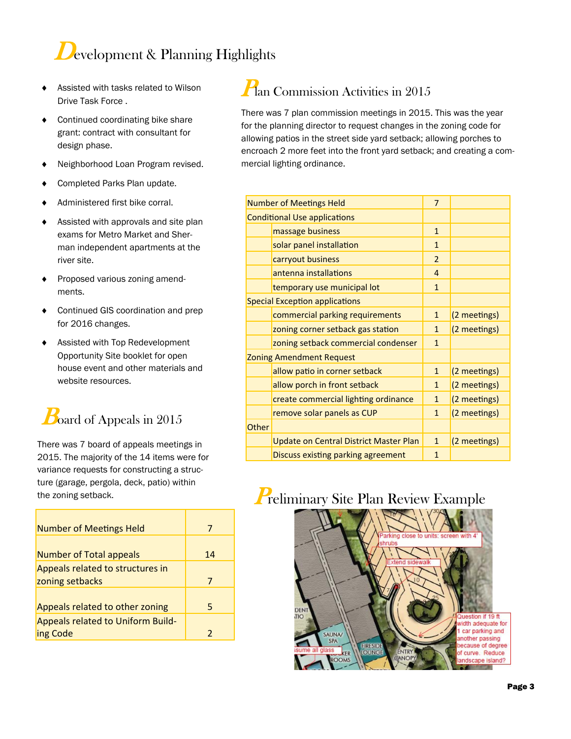# Development & Planning Highlights

- Assisted with tasks related to Wilson Drive Task Force .
- Continued coordinating bike share grant: contract with consultant for design phase.
- Neighborhood Loan Program revised.
- Completed Parks Plan update.
- Administered first bike corral.
- Assisted with approvals and site plan exams for Metro Market and Sherman independent apartments at the river site.
- Proposed various zoning amendments.
- Continued GIS coordination and prep for 2016 changes.
- Assisted with Top Redevelopment Opportunity Site booklet for open house event and other materials and website resources.

## Board of Appeals in 2015

There was 7 board of appeals meetings in 2015. The majority of the 14 items were for variance requests for constructing a structure (garage, pergola, deck, patio) within the zoning setback.

| | |
|---|---|
| Number of Meetings Held | 7 |
| Number of Total appeals | 14 |
| Appeals related to structures in zoning setbacks | 7 |
| Appeals related to other zoning | 5 |
| Appeals related to Uniform Building Code | 2 |

## Plan Commission Activities in 2015

There was 7 plan commission meetings in 2015. This was the year for the planning director to request changes in the zoning code for allowing patios in the street side yard setback; allowing porches to encroach 2 more feet into the front yard setback; and creating a commercial lighting ordinance.

| | | | |
|---|---|---|---|
| Number of Meetings Held | | 7 | |
| Conditional Use applications | | | |
| | massage business | 1 | |
| | solar panel installation | 1 | |
| | carryout business | 2 | |
| | antenna installations | 4 | |
| | temporary use municipal lot | 1 | |
| Special Exception applications | | | |
| | commercial parking requirements | 1 | (2 meetings) |
| | zoning corner setback gas station | 1 | (2 meetings) |
| | zoning setback commercial condenser | 1 | |
| Zoning Amendment Request | | | |
| | allow patio in corner setback | 1 | (2 meetings) |
| | allow porch in front setback | 1 | (2 meetings) |
| | create commercial lighting ordinance | 1 | (2 meetings) |
| | remove solar panels as CUP | 1 | (2 meetings) |
| Other | | | |
| | Update on Central District Master Plan | 1 | (2 meetings) |
| | Discuss existing parking agreement | 1 | |

## Preliminary Site Plan Review Example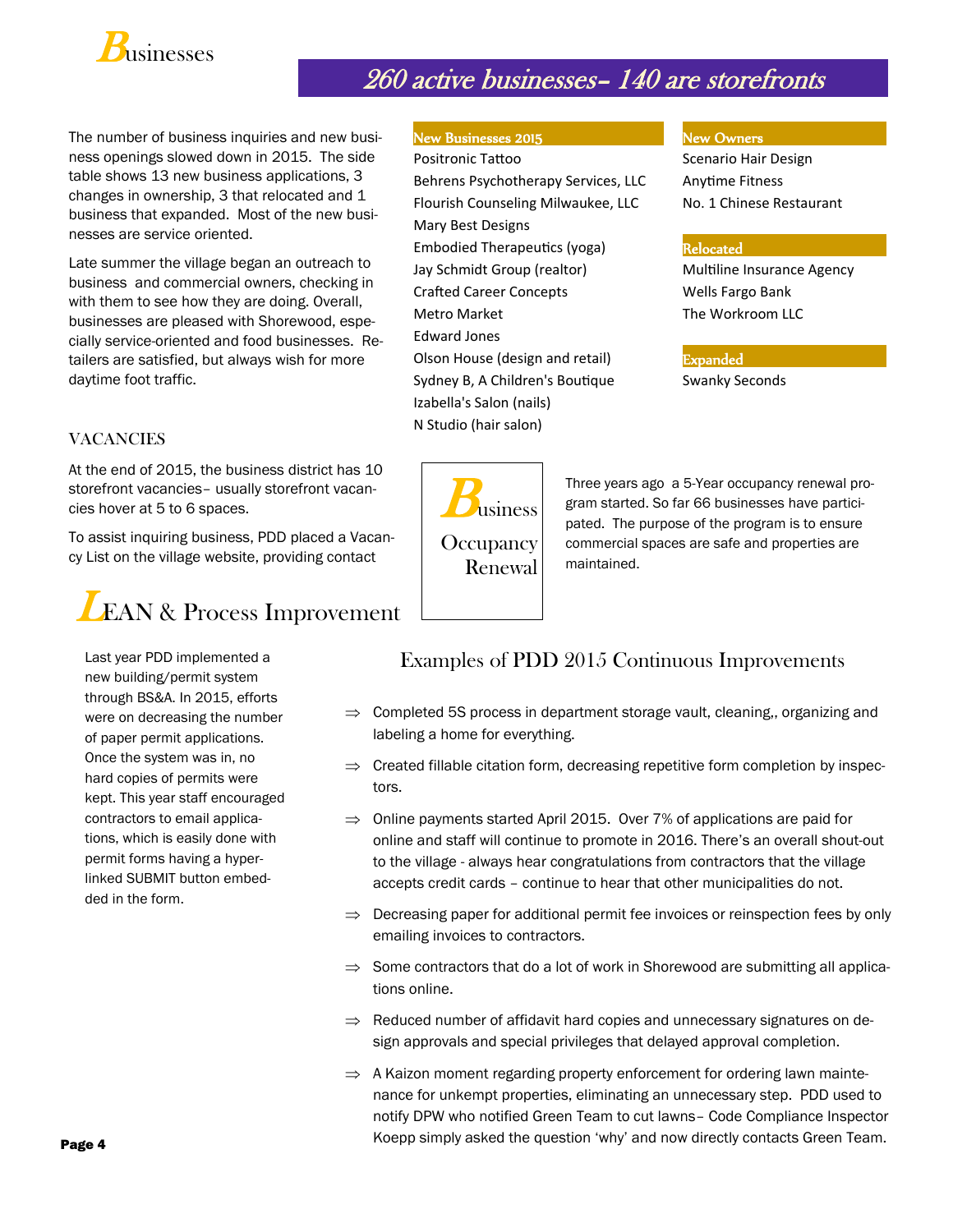# Businesses

## 260 active businesses– 140 are storefronts

The number of business inquiries and new business openings slowed down in 2015. The side table shows 13 new business applications, 3 changes in ownership, 3 that relocated and 1 business that expanded. Most of the new businesses are service oriented.

Late summer the village began an outreach to business and commercial owners, checking in with them to see how they are doing. Overall, businesses are pleased with Shorewood, especially service-oriented and food businesses. Retailers are satisfied, but always wish for more daytime foot traffic.

**New Businesses 2015**

- Positronic Tattoo
- Behrens Psychotherapy Services, LLC
- Flourish Counseling Milwaukee, LLC
- Mary Best Designs
- Embodied Therapeutics (yoga)
- Jay Schmidt Group (realtor)
- Crafted Career Concepts
- Metro Market
- Edward Jones
- Olson House (design and retail)
- Sydney B, A Children's Boutique
- Izabella's Salon (nails)
- N Studio (hair salon)

**New Owners**

- Scenario Hair Design
- Anytime Fitness
- No. 1 Chinese Restaurant

**Relocated**

- Multiline Insurance Agency
- Wells Fargo Bank
- The Workroom LLC

**Expanded**

- Swanky Seconds

### VACANCIES

At the end of 2015, the business district has 10 storefront vacancies– usually storefront vacancies hover at 5 to 6 spaces.

To assist inquiring business, PDD placed a Vacancy List on the village website, providing contact

### Business Occupancy Renewal

Three years ago a 5-Year occupancy renewal program started. So far 66 businesses have participated. The purpose of the program is to ensure commercial spaces are safe and properties are maintained.

# LEAN & Process Improvement

Last year PDD implemented a new building/permit system through BS&A. In 2015, efforts were on decreasing the number of paper permit applications. Once the system was in, no hard copies of permits were kept. This year staff encouraged contractors to email applications, which is easily done with permit forms having a hyperlinked SUBMIT button embedded in the form.

## Examples of PDD 2015 Continuous Improvements

- ⇒ Completed 5S process in department storage vault, cleaning,, organizing and labeling a home for everything.
- ⇒ Created fillable citation form, decreasing repetitive form completion by inspectors.
- ⇒ Online payments started April 2015. Over 7% of applications are paid for online and staff will continue to promote in 2016. There's an overall shout-out to the village - always hear congratulations from contractors that the village accepts credit cards – continue to hear that other municipalities do not.
- ⇒ Decreasing paper for additional permit fee invoices or reinspection fees by only emailing invoices to contractors.
- ⇒ Some contractors that do a lot of work in Shorewood are submitting all applications online.
- ⇒ Reduced number of affidavit hard copies and unnecessary signatures on design approvals and special privileges that delayed approval completion.
- ⇒ A Kaizon moment regarding property enforcement for ordering lawn maintenance for unkempt properties, eliminating an unnecessary step. PDD used to notify DPW who notified Green Team to cut lawns– Code Compliance Inspector Koepp simply asked the question 'why' and now directly contacts Green Team.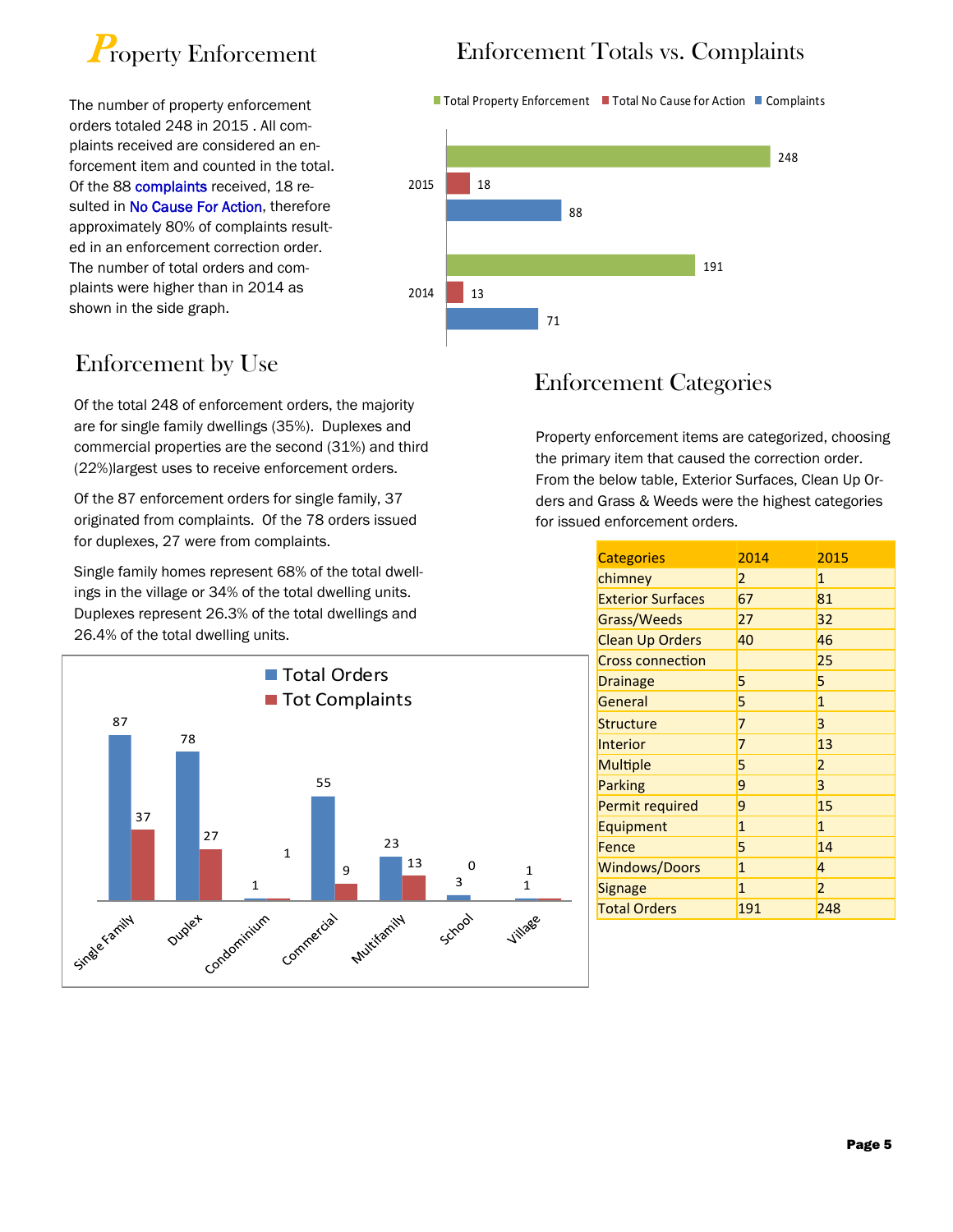# Property Enforcement

The number of property enforcement orders totaled 248 in 2015 . All complaints received are considered an enforcement item and counted in the total. Of the 88 complaints received, 18 resulted in No Cause For Action, therefore approximately 80% of complaints resulted in an enforcement correction order. The number of total orders and complaints were higher than in 2014 as shown in the side graph.

## Enforcement Totals vs. Complaints

| Year | Total Property Enforcement | Total No Cause for Action | Complaints |
|---|---|---|---|
| 2015 | 248 | 18 | 88 |
| 2014 | 191 | 13 | 71 |

## Enforcement by Use

Of the total 248 of enforcement orders, the majority are for single family dwellings (35%). Duplexes and commercial properties are the second (31%) and third (22%)largest uses to receive enforcement orders.

Of the 87 enforcement orders for single family, 37 originated from complaints. Of the 78 orders issued for duplexes, 27 were from complaints.

Single family homes represent 68% of the total dwellings in the village or 34% of the total dwelling units. Duplexes represent 26.3% of the total dwellings and 26.4% of the total dwelling units.

| Use | Total Orders | Tot Complaints |
|---|---|---|
| Single Family | 87 | 37 |
| Duplex | 78 | 27 |
| Condominium | 1 | 1 |
| Commercial | 55 | 9 |
| Multifamily | 23 | 13 |
| School | 3 | 0 |
| Village | 1 | 1 |

## Enforcement Categories

Property enforcement items are categorized, choosing the primary item that caused the correction order. From the below table, Exterior Surfaces, Clean Up Orders and Grass & Weeds were the highest categories for issued enforcement orders.

| Categories | 2014 | 2015 |
|---|---|---|
| chimney | 2 | 1 |
| Exterior Surfaces | 67 | 81 |
| Grass/Weeds | 27 | 32 |
| Clean Up Orders | 40 | 46 |
| Cross connection | | 25 |
| Drainage | 5 | 5 |
| General | 5 | 1 |
| Structure | 7 | 3 |
| Interior | 7 | 13 |
| Multiple | 5 | 2 |
| Parking | 9 | 3 |
| Permit required | 9 | 15 |
| Equipment | 1 | 1 |
| Fence | 5 | 14 |
| Windows/Doors | 1 | 4 |
| Signage | 1 | 2 |
| Total Orders | 191 | 248 |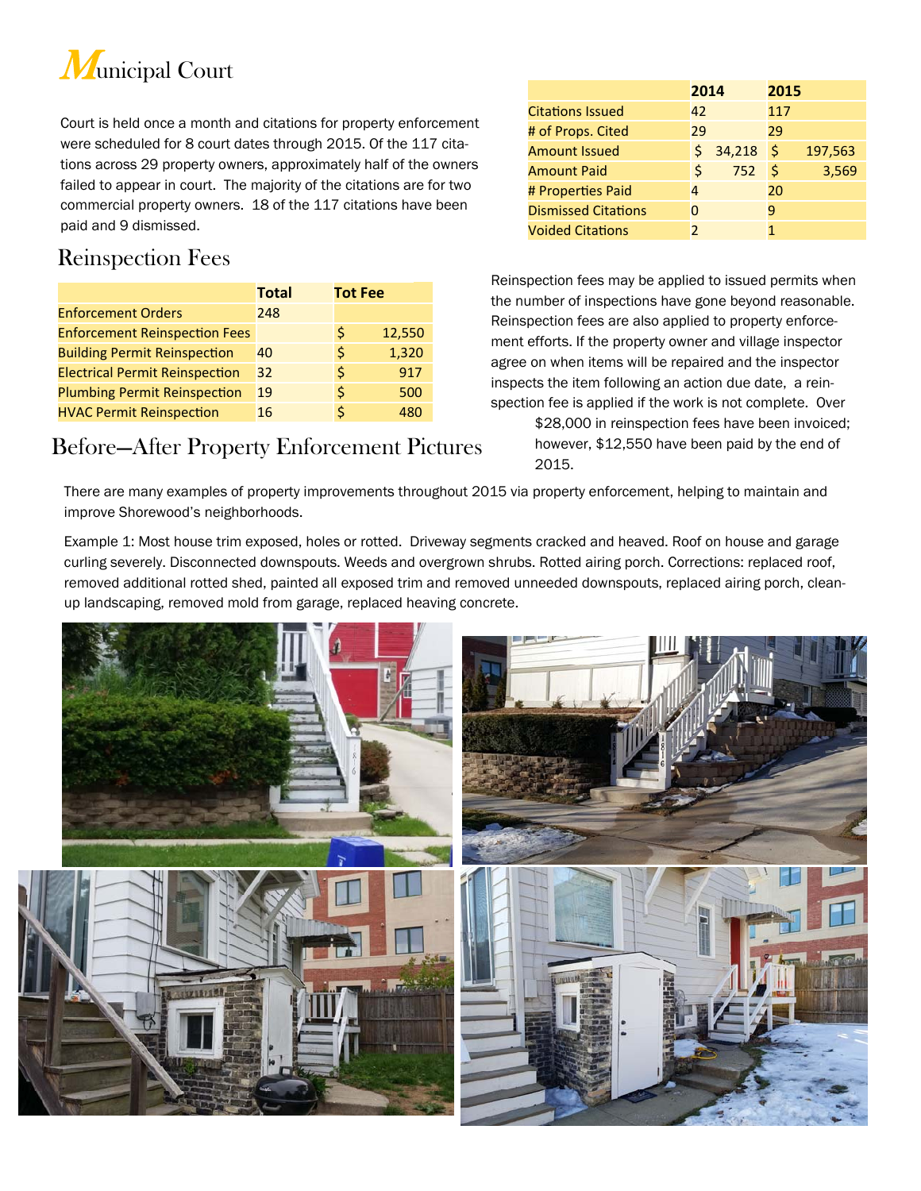# Municipal Court

Court is held once a month and citations for property enforcement were scheduled for 8 court dates through 2015. Of the 117 citations across 29 property owners, approximately half of the owners failed to appear in court. The majority of the citations are for two commercial property owners. 18 of the 117 citations have been paid and 9 dismissed.

| | 2014 | 2015 |
|---|---|---|
| Citations Issued | 42 | 117 |
| # of Props. Cited | 29 | 29 |
| Amount Issued | $ 34,218 | $ 197,563 |
| Amount Paid | $ 752 | $ 3,569 |
| # Properties Paid | 4 | 20 |
| Dismissed Citations | 0 | 9 |
| Voided Citations | 2 | 1 |

## Reinspection Fees

| | Total | Tot Fee |
|---|---|---|
| Enforcement Orders | 248 | |
| Enforcement Reinspection Fees | | $ 12,550 |
| Building Permit Reinspection | 40 | $ 1,320 |
| Electrical Permit Reinspection | 32 | $ 917 |
| Plumbing Permit Reinspection | 19 | $ 500 |
| HVAC Permit Reinspection | 16 | $ 480 |

Reinspection fees may be applied to issued permits when the number of inspections have gone beyond reasonable. Reinspection fees are also applied to property enforcement efforts. If the property owner and village inspector agree on when items will be repaired and the inspector inspects the item following an action due date, a reinspection fee is applied if the work is not complete. Over $28,000 in reinspection fees have been invoiced; however, $12,550 have been paid by the end of 2015.

## Before—After Property Enforcement Pictures

There are many examples of property improvements throughout 2015 via property enforcement, helping to maintain and improve Shorewood's neighborhoods.

Example 1: Most house trim exposed, holes or rotted. Driveway segments cracked and heaved. Roof on house and garage curling severely. Disconnected downspouts. Weeds and overgrown shrubs. Rotted airing porch. Corrections: replaced roof, removed additional rotted shed, painted all exposed trim and removed unneeded downspouts, replaced airing porch, clean-up landscaping, removed mold from garage, replaced heaving concrete.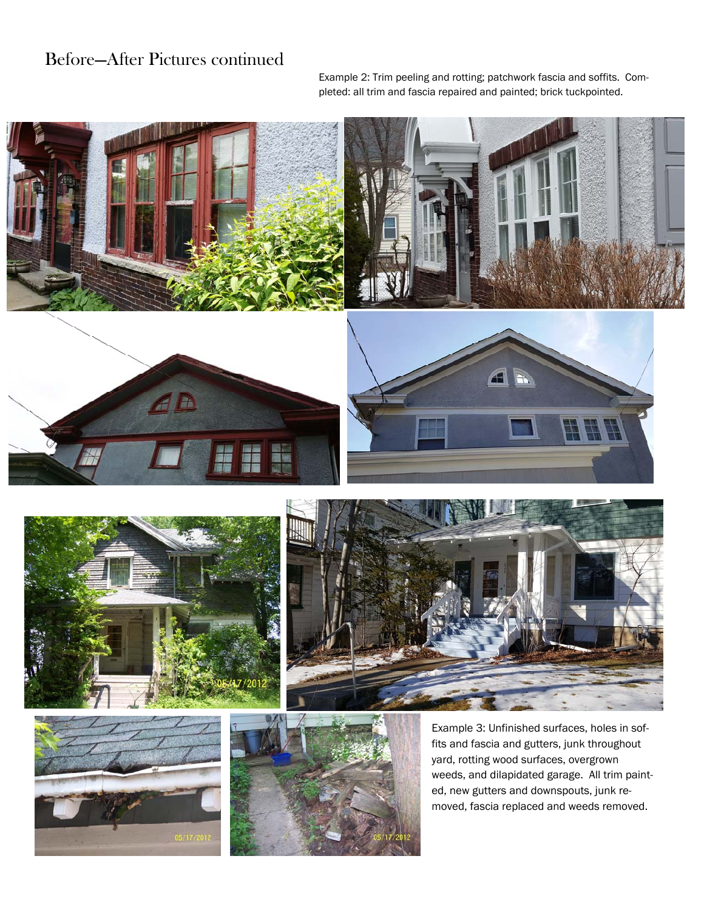# Before—After Pictures continued

Example 2: Trim peeling and rotting; patchwork fascia and soffits. Completed: all trim and fascia repaired and painted; brick tuckpointed.

Example 3: Unfinished surfaces, holes in soffits and fascia and gutters, junk throughout yard, rotting wood surfaces, overgrown weeds, and dilapidated garage. All trim painted, new gutters and downspouts, junk removed, fascia replaced and weeds removed.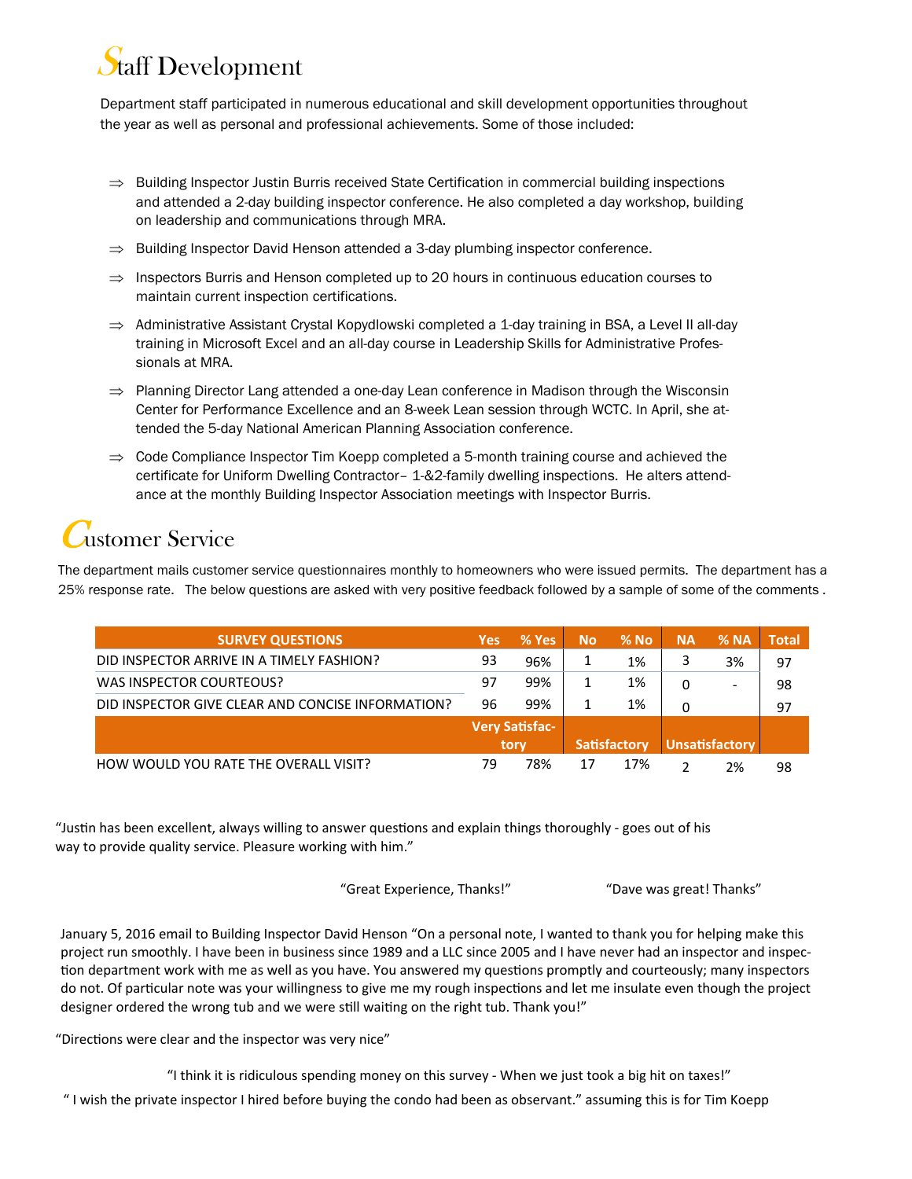# Staff Development

Department staff participated in numerous educational and skill development opportunities throughout the year as well as personal and professional achievements. Some of those included:

⇒ Building Inspector Justin Burris received State Certification in commercial building inspections and attended a 2-day building inspector conference. He also completed a day workshop, building on leadership and communications through MRA.

⇒ Building Inspector David Henson attended a 3-day plumbing inspector conference.

⇒ Inspectors Burris and Henson completed up to 20 hours in continuous education courses to maintain current inspection certifications.

⇒ Administrative Assistant Crystal Kopydlowski completed a 1-day training in BSA, a Level II all-day training in Microsoft Excel and an all-day course in Leadership Skills for Administrative Professionals at MRA.

⇒ Planning Director Lang attended a one-day Lean conference in Madison through the Wisconsin Center for Performance Excellence and an 8-week Lean session through WCTC. In April, she attended the 5-day National American Planning Association conference.

⇒ Code Compliance Inspector Tim Koepp completed a 5-month training course and achieved the certificate for Uniform Dwelling Contractor– 1-&2-family dwelling inspections. He alters attendance at the monthly Building Inspector Association meetings with Inspector Burris.

# Customer Service

The department mails customer service questionnaires monthly to homeowners who were issued permits. The department has a 25% response rate. The below questions are asked with very positive feedback followed by a sample of some of the comments .

| SURVEY QUESTIONS | Yes | % Yes | No | % No | NA | % NA | Total |
|---|---|---|---|---|---|---|---|
| DID INSPECTOR ARRIVE IN A TIMELY FASHION? | 93 | 96% | 1 | 1% | 3 | 3% | 97 |
| WAS INSPECTOR COURTEOUS? | 97 | 99% | 1 | 1% | 0 | - | 98 |
| DID INSPECTOR GIVE CLEAR AND CONCISE INFORMATION? | 96 | 99% | 1 | 1% | 0 | | 97 |
| | Very Satisfactory | | Satisfactory | | Unsatisfactory | | |
| HOW WOULD YOU RATE THE OVERALL VISIT? | 79 | 78% | 17 | 17% | 2 | 2% | 98 |

"Justin has been excellent, always willing to answer questions and explain things thoroughly - goes out of his way to provide quality service. Pleasure working with him."

"Great Experience, Thanks!"

"Dave was great! Thanks"

January 5, 2016 email to Building Inspector David Henson "On a personal note, I wanted to thank you for helping make this project run smoothly. I have been in business since 1989 and a LLC since 2005 and I have never had an inspector and inspection department work with me as well as you have. You answered my questions promptly and courteously; many inspectors do not. Of particular note was your willingness to give me my rough inspections and let me insulate even though the project designer ordered the wrong tub and we were still waiting on the right tub. Thank you!"

"Directions were clear and the inspector was very nice"

"I think it is ridiculous spending money on this survey - When we just took a big hit on taxes!"

" I wish the private inspector I hired before buying the condo had been as observant." assuming this is for Tim Koepp